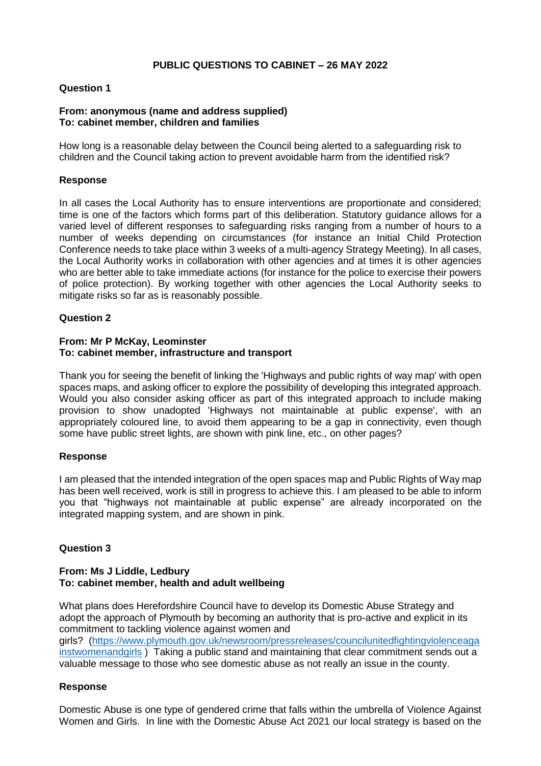# PUBLIC QUESTIONS TO CABINET – 26 MAY 2022

## Question 1

**From: anonymous (name and address supplied)**
**To: cabinet member, children and families**

How long is a reasonable delay between the Council being alerted to a safeguarding risk to children and the Council taking action to prevent avoidable harm from the identified risk?

### Response

In all cases the Local Authority has to ensure interventions are proportionate and considered; time is one of the factors which forms part of this deliberation. Statutory guidance allows for a varied level of different responses to safeguarding risks ranging from a number of hours to a number of weeks depending on circumstances (for instance an Initial Child Protection Conference needs to take place within 3 weeks of a multi-agency Strategy Meeting). In all cases, the Local Authority works in collaboration with other agencies and at times it is other agencies who are better able to take immediate actions (for instance for the police to exercise their powers of police protection). By working together with other agencies the Local Authority seeks to mitigate risks so far as is reasonably possible.

## Question 2

**From: Mr P McKay, Leominster**
**To: cabinet member, infrastructure and transport**

Thank you for seeing the benefit of linking the 'Highways and public rights of way map' with open spaces maps, and asking officer to explore the possibility of developing this integrated approach. Would you also consider asking officer as part of this integrated approach to include making provision to show unadopted 'Highways not maintainable at public expense', with an appropriately coloured line, to avoid them appearing to be a gap in connectivity, even though some have public street lights, are shown with pink line, etc., on other pages?

### Response

I am pleased that the intended integration of the open spaces map and Public Rights of Way map has been well received, work is still in progress to achieve this. I am pleased to be able to inform you that "highways not maintainable at public expense" are already incorporated on the integrated mapping system, and are shown in pink.

## Question 3

**From: Ms J Liddle, Ledbury**
**To: cabinet member, health and adult wellbeing**

What plans does Herefordshire Council have to develop its Domestic Abuse Strategy and adopt the approach of Plymouth by becoming an authority that is pro-active and explicit in its commitment to tackling violence against women and girls? ([https://www.plymouth.gov.uk/newsroom/pressreleases/councilunitedfightingviolenceagainstwomenandgirls](https://www.plymouth.gov.uk/newsroom/pressreleases/councilunitedfightingviolenceagainstwomenandgirls) ) Taking a public stand and maintaining that clear commitment sends out a valuable message to those who see domestic abuse as not really an issue in the county.

### Response

Domestic Abuse is one type of gendered crime that falls within the umbrella of Violence Against Women and Girls. In line with the Domestic Abuse Act 2021 our local strategy is based on the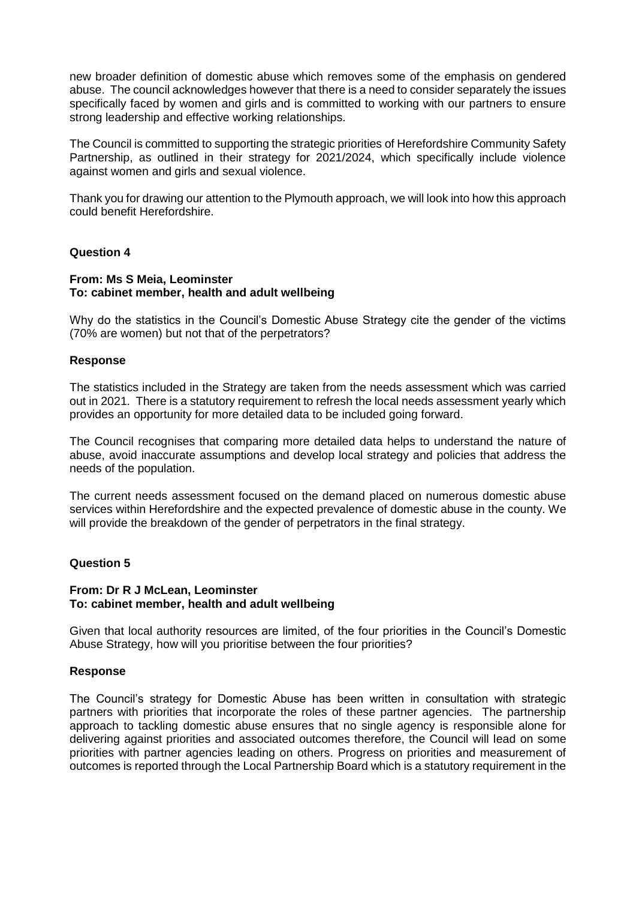new broader definition of domestic abuse which removes some of the emphasis on gendered abuse. The council acknowledges however that there is a need to consider separately the issues specifically faced by women and girls and is committed to working with our partners to ensure strong leadership and effective working relationships.

The Council is committed to supporting the strategic priorities of Herefordshire Community Safety Partnership, as outlined in their strategy for 2021/2024, which specifically include violence against women and girls and sexual violence.

Thank you for drawing our attention to the Plymouth approach, we will look into how this approach could benefit Herefordshire.

**Question 4**

**From: Ms S Meia, Leominster**
**To: cabinet member, health and adult wellbeing**

Why do the statistics in the Council's Domestic Abuse Strategy cite the gender of the victims (70% are women) but not that of the perpetrators?

**Response**

The statistics included in the Strategy are taken from the needs assessment which was carried out in 2021. There is a statutory requirement to refresh the local needs assessment yearly which provides an opportunity for more detailed data to be included going forward.

The Council recognises that comparing more detailed data helps to understand the nature of abuse, avoid inaccurate assumptions and develop local strategy and policies that address the needs of the population.

The current needs assessment focused on the demand placed on numerous domestic abuse services within Herefordshire and the expected prevalence of domestic abuse in the county. We will provide the breakdown of the gender of perpetrators in the final strategy.

**Question 5**

**From: Dr R J McLean, Leominster**
**To: cabinet member, health and adult wellbeing**

Given that local authority resources are limited, of the four priorities in the Council's Domestic Abuse Strategy, how will you prioritise between the four priorities?

**Response**

The Council's strategy for Domestic Abuse has been written in consultation with strategic partners with priorities that incorporate the roles of these partner agencies. The partnership approach to tackling domestic abuse ensures that no single agency is responsible alone for delivering against priorities and associated outcomes therefore, the Council will lead on some priorities with partner agencies leading on others. Progress on priorities and measurement of outcomes is reported through the Local Partnership Board which is a statutory requirement in the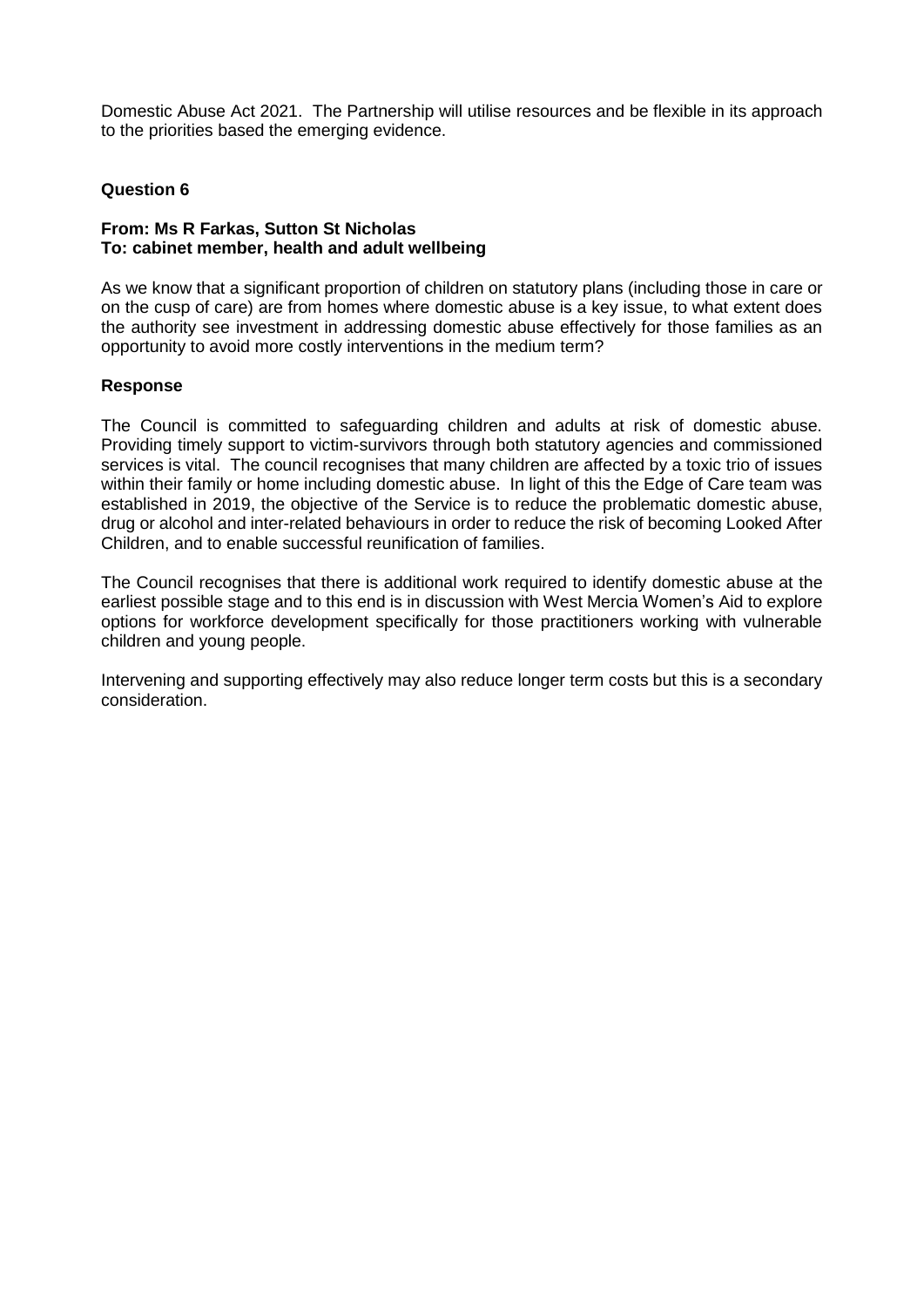Domestic Abuse Act 2021. The Partnership will utilise resources and be flexible in its approach to the priorities based the emerging evidence.

**Question 6**

**From: Ms R Farkas, Sutton St Nicholas**
**To: cabinet member, health and adult wellbeing**

As we know that a significant proportion of children on statutory plans (including those in care or on the cusp of care) are from homes where domestic abuse is a key issue, to what extent does the authority see investment in addressing domestic abuse effectively for those families as an opportunity to avoid more costly interventions in the medium term?

**Response**

The Council is committed to safeguarding children and adults at risk of domestic abuse. Providing timely support to victim-survivors through both statutory agencies and commissioned services is vital. The council recognises that many children are affected by a toxic trio of issues within their family or home including domestic abuse. In light of this the Edge of Care team was established in 2019, the objective of the Service is to reduce the problematic domestic abuse, drug or alcohol and inter-related behaviours in order to reduce the risk of becoming Looked After Children, and to enable successful reunification of families.

The Council recognises that there is additional work required to identify domestic abuse at the earliest possible stage and to this end is in discussion with West Mercia Women's Aid to explore options for workforce development specifically for those practitioners working with vulnerable children and young people.

Intervening and supporting effectively may also reduce longer term costs but this is a secondary consideration.